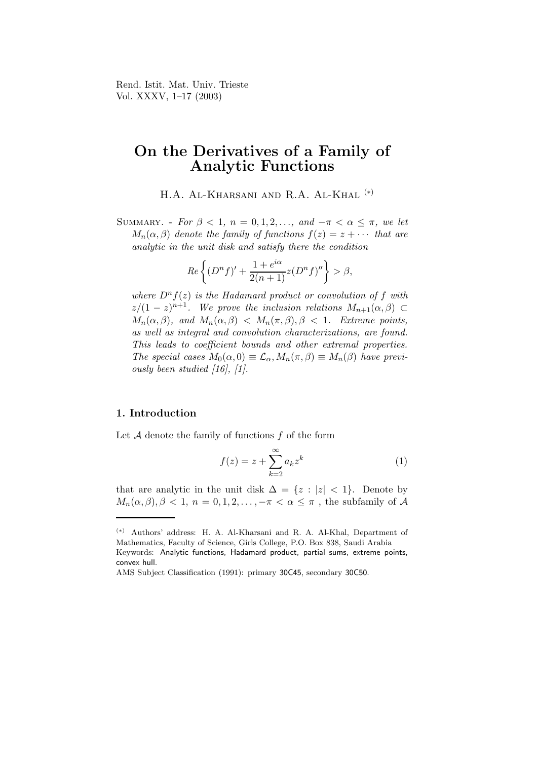# On the Derivatives of a Family of Analytic Functions

H.A. Al-Kharsani and R.A. Al-Khal (*)

Summary. - *For $\beta < 1$, $n = 0, 1, 2, \ldots$, and $-\pi < \alpha \leq \pi$, we let $M_n(\alpha, \beta)$ denote the family of functions $f(z) = z + \cdots$ that are analytic in the unit disk and satisfy there the condition*

$$Re\left\{(D^n f)' + \frac{1 + e^{i\alpha}}{2(n+1)} z (D^n f)''\right\} > \beta,$$

*where $D^n f(z)$ is the Hadamard product or convolution of $f$ with $z/(1-z)^{n+1}$. We prove the inclusion relations $M_{n+1}(\alpha, \beta) \subset M_n(\alpha, \beta)$, and $M_n(\alpha, \beta) < M_n(\pi, \beta), \beta < 1$. Extreme points, as well as integral and convolution characterizations, are found. This leads to coefficient bounds and other extremal properties. The special cases $M_0(\alpha, 0) \equiv \mathcal{L}_\alpha, M_n(\pi, \beta) \equiv M_n(\beta)$ have previously been studied [16], [1].*

## 1. Introduction

Let $\mathcal{A}$ denote the family of functions $f$ of the form

$$f(z) = z + \sum_{k=2}^{\infty} a_k z^k \tag{1}$$

that are analytic in the unit disk $\Delta = \{z : |z| < 1\}$. Denote by $M_n(\alpha, \beta), \beta < 1$, $n = 0, 1, 2, \ldots, -\pi < \alpha \leq \pi$ , the subfamily of $\mathcal{A}$

---

(*) Authors' address: H. A. Al-Kharsani and R. A. Al-Khal, Department of Mathematics, Faculty of Science, Girls College, P.O. Box 838, Saudi Arabia

Keywords: Analytic functions, Hadamard product, partial sums, extreme points, convex hull.

AMS Subject Classification (1991): primary 30C45, secondary 30C50.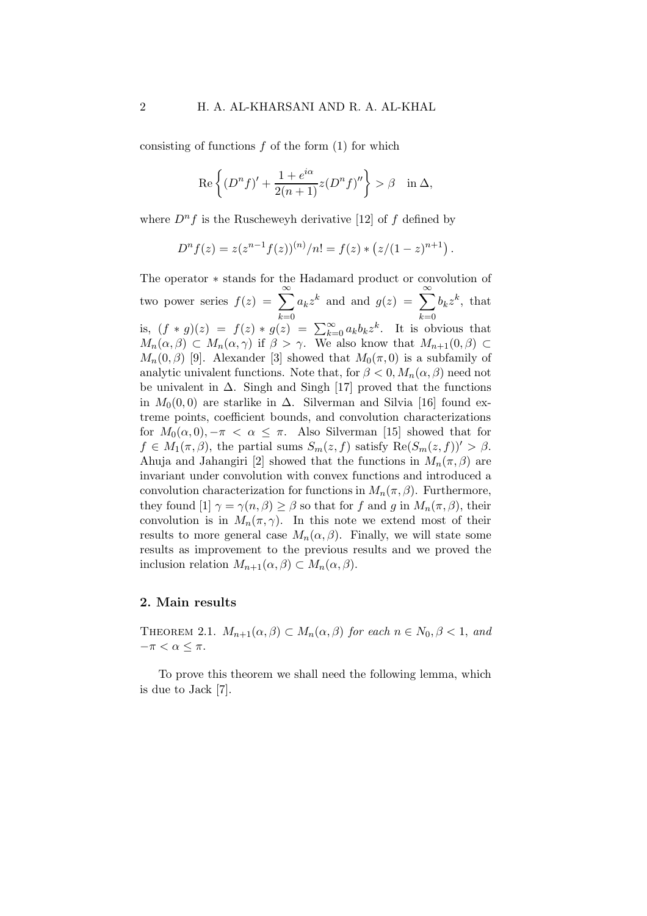consisting of functions $f$ of the form (1) for which

$$\operatorname{Re}\left\{(D^n f)' + \frac{1+e^{i\alpha}}{2(n+1)} z(D^n f)''\right\} > \beta \quad \text{in } \Delta,$$

where $D^n f$ is the Ruscheweyh derivative [12] of $f$ defined by

$$D^n f(z) = z(z^{n-1} f(z))^{(n)}/n! = f(z) * \left(z/(1-z)^{n+1}\right).$$

The operator $*$ stands for the Hadamard product or convolution of two power series $f(z) = \sum_{k=0}^{\infty} a_k z^k$ and and $g(z) = \sum_{k=0}^{\infty} b_k z^k$, that is, $(f * g)(z) = f(z) * g(z) = \sum_{k=0}^{\infty} a_k b_k z^k$. It is obvious that $M_n(\alpha, \beta) \subset M_n(\alpha, \gamma)$ if $\beta > \gamma$. We also know that $M_{n+1}(0, \beta) \subset M_n(0, \beta)$ [9]. Alexander [3] showed that $M_0(\pi, 0)$ is a subfamily of analytic univalent functions. Note that, for $\beta < 0, M_n(\alpha, \beta)$ need not be univalent in $\Delta$. Singh and Singh [17] proved that the functions in $M_0(0, 0)$ are starlike in $\Delta$. Silverman and Silvia [16] found extreme points, coefficient bounds, and convolution characterizations for $M_0(\alpha, 0), -\pi < \alpha \leq \pi$. Also Silverman [15] showed that for $f \in M_1(\pi, \beta)$, the partial sums $S_m(z, f)$ satisfy $\operatorname{Re}(S_m(z, f))' > \beta$. Ahuja and Jahangiri [2] showed that the functions in $M_n(\pi, \beta)$ are invariant under convolution with convex functions and introduced a convolution characterization for functions in $M_n(\pi, \beta)$. Furthermore, they found [1] $\gamma = \gamma(n, \beta) \geq \beta$ so that for $f$ and $g$ in $M_n(\pi, \beta)$, their convolution is in $M_n(\pi, \gamma)$. In this note we extend most of their results to more general case $M_n(\alpha, \beta)$. Finally, we will state some results as improvement to the previous results and we proved the inclusion relation $M_{n+1}(\alpha, \beta) \subset M_n(\alpha, \beta)$.

## 2. Main results

THEOREM 2.1. *$M_{n+1}(\alpha, \beta) \subset M_n(\alpha, \beta)$ for each $n \in N_0, \beta < 1$, and $-\pi < \alpha \leq \pi$.*

To prove this theorem we shall need the following lemma, which is due to Jack [7].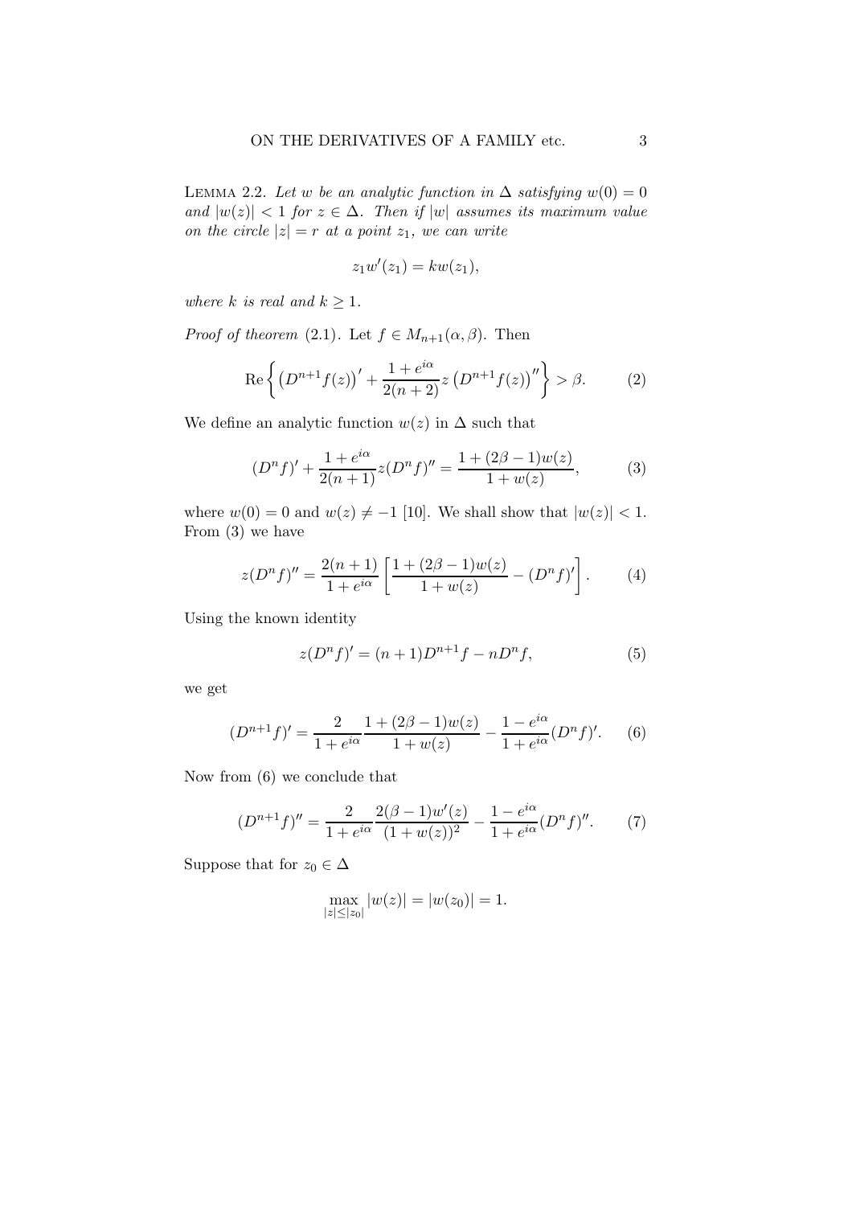**Lemma 2.2.** *Let $w$ be an analytic function in $\Delta$ satisfying $w(0) = 0$ and $|w(z)| < 1$ for $z \in \Delta$. Then if $|w|$ assumes its maximum value on the circle $|z| = r$ at a point $z_1$, we can write*

$$z_1 w'(z_1) = k w(z_1),$$

*where $k$ is real and $k \geq 1$.*

*Proof of theorem* (2.1). Let $f \in M_{n+1}(\alpha, \beta)$. Then

$$\operatorname{Re}\left\{ \left(D^{n+1} f(z)\right)' + \frac{1+e^{i\alpha}}{2(n+2)} z \left(D^{n+1} f(z)\right)'' \right\} > \beta. \tag{2}$$

We define an analytic function $w(z)$ in $\Delta$ such that

$$(D^n f)' + \frac{1+e^{i\alpha}}{2(n+1)} z (D^n f)'' = \frac{1+(2\beta-1)w(z)}{1+w(z)}, \tag{3}$$

where $w(0) = 0$ and $w(z) \neq -1$ [10]. We shall show that $|w(z)| < 1$. From (3) we have

$$z(D^n f)'' = \frac{2(n+1)}{1+e^{i\alpha}} \left[ \frac{1+(2\beta-1)w(z)}{1+w(z)} - (D^n f)' \right]. \tag{4}$$

Using the known identity

$$z(D^n f)' = (n+1) D^{n+1} f - n D^n f, \tag{5}$$

we get

$$(D^{n+1} f)' = \frac{2}{1+e^{i\alpha}} \frac{1+(2\beta-1)w(z)}{1+w(z)} - \frac{1-e^{i\alpha}}{1+e^{i\alpha}} (D^n f)'. \tag{6}$$

Now from (6) we conclude that

$$(D^{n+1} f)'' = \frac{2}{1+e^{i\alpha}} \frac{2(\beta-1)w'(z)}{(1+w(z))^2} - \frac{1-e^{i\alpha}}{1+e^{i\alpha}} (D^n f)''. \tag{7}$$

Suppose that for $z_0 \in \Delta$

$$\max_{|z| \leq |z_0|} |w(z)| = |w(z_0)| = 1.$$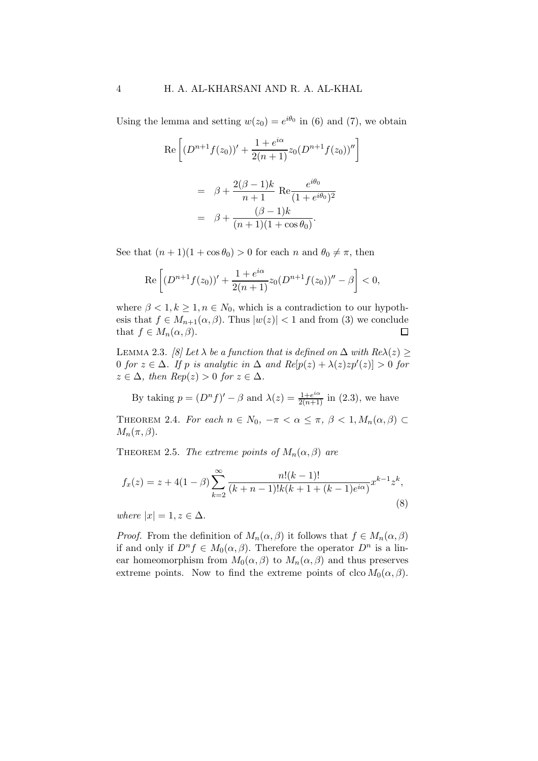Using the lemma and setting $w(z_0) = e^{i\theta_0}$ in (6) and (7), we obtain

$$\begin{aligned}
&\text{Re}\left[(D^{n+1}f(z_0))' + \frac{1+e^{i\alpha}}{2(n+1)} z_0 (D^{n+1}f(z_0))''\right] \\
&= \beta + \frac{2(\beta-1)k}{n+1} \text{ Re}\frac{e^{i\theta_0}}{(1+e^{i\theta_0})^2} \\
&= \beta + \frac{(\beta-1)k}{(n+1)(1+\cos\theta_0)}.
\end{aligned}$$

See that $(n+1)(1+\cos\theta_0) > 0$ for each $n$ and $\theta_0 \neq \pi$, then

$$\text{Re}\left[(D^{n+1}f(z_0))' + \frac{1+e^{i\alpha}}{2(n+1)} z_0 (D^{n+1}f(z_0))'' - \beta\right] < 0,$$

where $\beta < 1, k \geq 1, n \in N_0$, which is a contradiction to our hypothesis that $f \in M_{n+1}(\alpha, \beta)$. Thus $|w(z)| < 1$ and from (3) we conclude that $f \in M_n(\alpha, \beta)$. $\square$

Lemma 2.3. *[8] Let $\lambda$ be a function that is defined on $\Delta$ with $Re\lambda(z) \geq 0$ for $z \in \Delta$. If $p$ is analytic in $\Delta$ and $Re[p(z) + \lambda(z)zp'(z)] > 0$ for $z \in \Delta$, then $Rep(z) > 0$ for $z \in \Delta$.*

By taking $p = (D^n f)' - \beta$ and $\lambda(z) = \frac{1+e^{i\alpha}}{2(n+1)}$ in (2.3), we have

Theorem 2.4. *For each $n \in N_0$, $-\pi < \alpha \leq \pi$, $\beta < 1, M_n(\alpha, \beta) \subset M_n(\pi, \beta)$.*

Theorem 2.5. *The extreme points of $M_n(\alpha, \beta)$ are*

$$f_x(z) = z + 4(1-\beta)\sum_{k=2}^{\infty} \frac{n!(k-1)!}{(k+n-1)!k(k+1+(k-1)e^{i\alpha})} x^{k-1} z^k, \tag{8}$$

*where $|x| = 1, z \in \Delta$.*

*Proof.* From the definition of $M_n(\alpha, \beta)$ it follows that $f \in M_n(\alpha, \beta)$ if and only if $D^n f \in M_0(\alpha, \beta)$. Therefore the operator $D^n$ is a linear homeomorphism from $M_0(\alpha, \beta)$ to $M_n(\alpha, \beta)$ and thus preserves extreme points. Now to find the extreme points of $\text{clco}\, M_0(\alpha, \beta)$.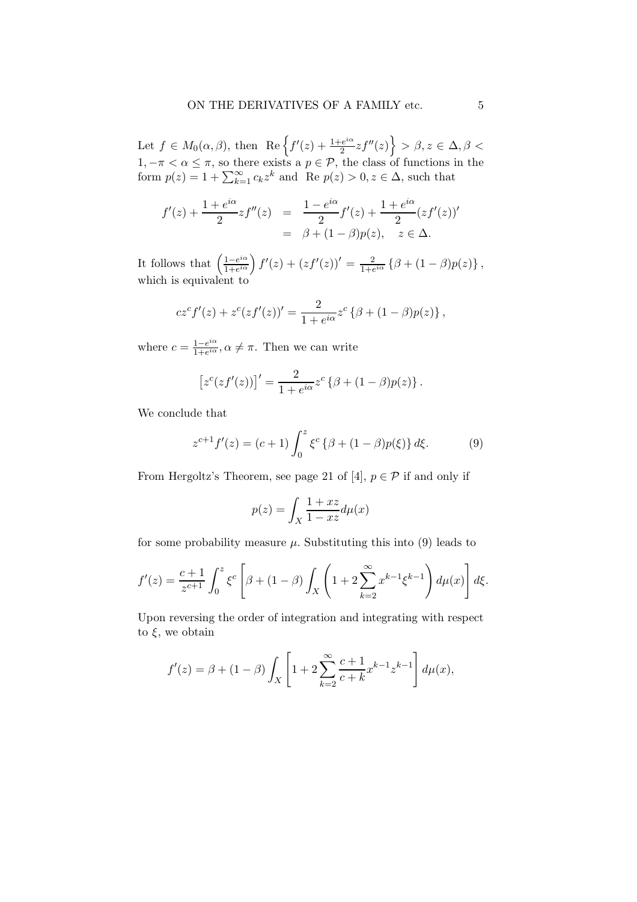Let $f \in M_0(\alpha, \beta)$, then $\operatorname{Re}\left\{f'(z) + \frac{1+e^{i\alpha}}{2} z f''(z)\right\} > \beta, z \in \Delta, \beta < 1, -\pi < \alpha \leq \pi$, so there exists a $p \in \mathcal{P}$, the class of functions in the form $p(z) = 1 + \sum_{k=1}^{\infty} c_k z^k$ and $\operatorname{Re} p(z) > 0, z \in \Delta$, such that

$$
\begin{aligned}
f'(z) + \frac{1+e^{i\alpha}}{2} z f''(z) &= \frac{1-e^{i\alpha}}{2} f'(z) + \frac{1+e^{i\alpha}}{2} (z f'(z))' \\
&= \beta + (1-\beta) p(z), \quad z \in \Delta.
\end{aligned}
$$

It follows that $\left(\frac{1-e^{i\alpha}}{1+e^{i\alpha}}\right) f'(z) + (z f'(z))' = \frac{2}{1+e^{i\alpha}} \left\{\beta + (1-\beta) p(z)\right\}$, which is equivalent to

$$
c z^c f'(z) + z^c (z f'(z))' = \frac{2}{1+e^{i\alpha}} z^c \left\{\beta + (1-\beta) p(z)\right\},
$$

where $c = \frac{1-e^{i\alpha}}{1+e^{i\alpha}}, \alpha \neq \pi$. Then we can write

$$
\left[z^c (z f'(z))\right]' = \frac{2}{1+e^{i\alpha}} z^c \left\{\beta + (1-\beta) p(z)\right\}.
$$

We conclude that

$$
z^{c+1} f'(z) = (c+1) \int_0^z \xi^c \left\{\beta + (1-\beta) p(\xi)\right\} d\xi. \tag{9}
$$

From Hergoltz's Theorem, see page 21 of [4], $p \in \mathcal{P}$ if and only if

$$
p(z) = \int_X \frac{1+xz}{1-xz} d\mu(x)
$$

for some probability measure $\mu$. Substituting this into (9) leads to

$$
f'(z) = \frac{c+1}{z^{c+1}} \int_0^z \xi^c \left[\beta + (1-\beta) \int_X \left(1 + 2 \sum_{k=2}^{\infty} x^{k-1} \xi^{k-1}\right) d\mu(x)\right] d\xi.
$$

Upon reversing the order of integration and integrating with respect to $\xi$, we obtain

$$
f'(z) = \beta + (1-\beta) \int_X \left[1 + 2 \sum_{k=2}^{\infty} \frac{c+1}{c+k} x^{k-1} z^{k-1}\right] d\mu(x),
$$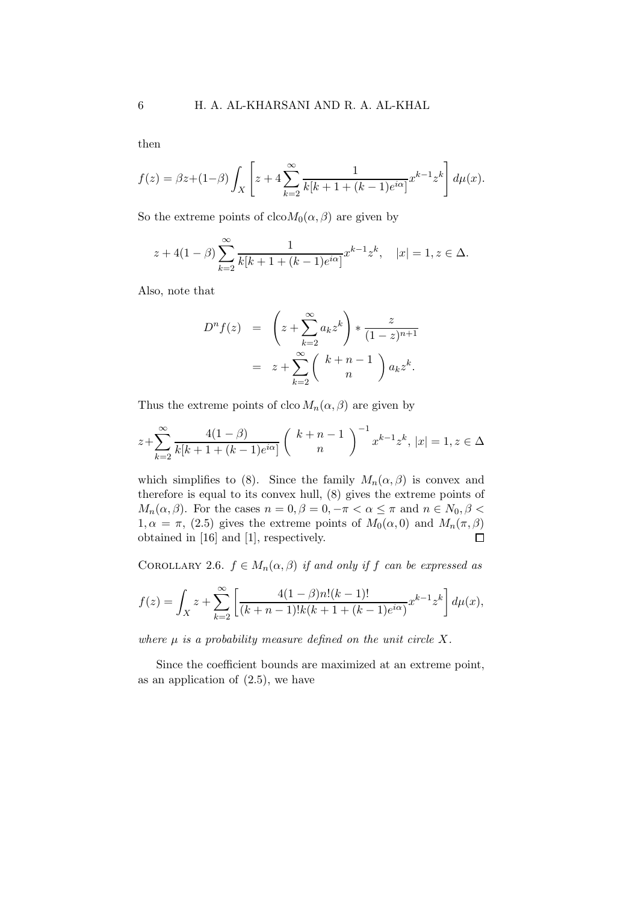then

$$f(z) = \beta z + (1-\beta)\int_X \left[ z + 4\sum_{k=2}^{\infty} \frac{1}{k[k+1+(k-1)e^{i\alpha}]} x^{k-1} z^k \right] d\mu(x).$$

So the extreme points of clco$M_0(\alpha, \beta)$ are given by

$$z + 4(1-\beta)\sum_{k=2}^{\infty} \frac{1}{k[k+1+(k-1)e^{i\alpha}]} x^{k-1} z^k, \quad |x| = 1, z \in \Delta.$$

Also, note that

$$\begin{aligned} D^n f(z) &= \left( z + \sum_{k=2}^{\infty} a_k z^k \right) * \frac{z}{(1-z)^{n+1}} \\ &= z + \sum_{k=2}^{\infty} \binom{k+n-1}{n} a_k z^k. \end{aligned}$$

Thus the extreme points of clco $M_n(\alpha, \beta)$ are given by

$$z + \sum_{k=2}^{\infty} \frac{4(1-\beta)}{k[k+1+(k-1)e^{i\alpha}]} \binom{k+n-1}{n}^{-1} x^{k-1} z^k, \ |x| = 1, z \in \Delta$$

which simplifies to (8). Since the family $M_n(\alpha, \beta)$ is convex and therefore is equal to its convex hull, (8) gives the extreme points of $M_n(\alpha, \beta)$. For the cases $n = 0, \beta = 0, -\pi < \alpha \leq \pi$ and $n \in N_0, \beta < 1, \alpha = \pi$, (2.5) gives the extreme points of $M_0(\alpha, 0)$ and $M_n(\pi, \beta)$ obtained in [16] and [1], respectively. $\square$

Corollary 2.6. *$f \in M_n(\alpha, \beta)$ if and only if $f$ can be expressed as*

$$f(z) = \int_X z + \sum_{k=2}^{\infty} \left[ \frac{4(1-\beta)n!(k-1)!}{(k+n-1)!k(k+1+(k-1)e^{i\alpha})} x^{k-1} z^k \right] d\mu(x),$$

*where $\mu$ is a probability measure defined on the unit circle $X$.*

Since the coefficient bounds are maximized at an extreme point, as an application of (2.5), we have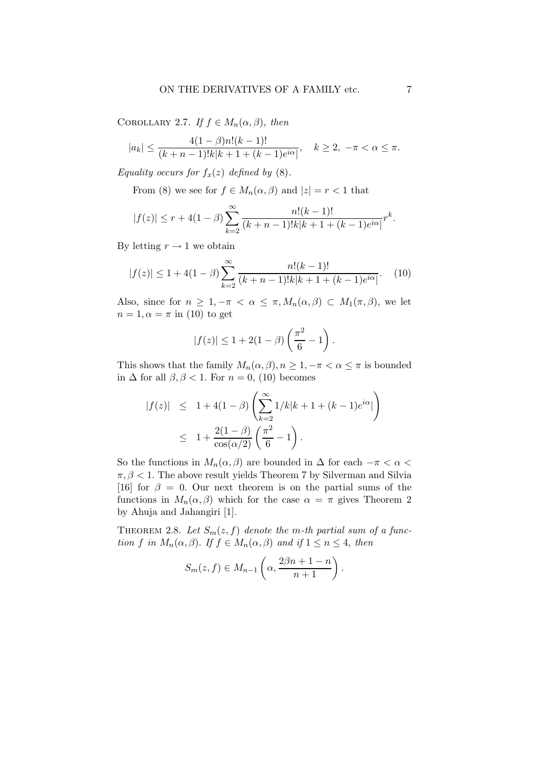Corollary 2.7. *If $f \in M_n(\alpha, \beta)$, then*

$$|a_k| \leq \frac{4(1-\beta)n!(k-1)!}{(k+n-1)!k|k+1+(k-1)e^{i\alpha}|}, \quad k \geq 2, \ -\pi < \alpha \leq \pi.$$

*Equality occurs for $f_x(z)$ defined by* (8).

From (8) we see for $f \in M_n(\alpha, \beta)$ and $|z| = r < 1$ that

$$|f(z)| \leq r + 4(1-\beta) \sum_{k=2}^{\infty} \frac{n!(k-1)!}{(k+n-1)!k|k+1+(k-1)e^{i\alpha}|} r^k.$$

By letting $r \to 1$ we obtain

$$|f(z)| \leq 1 + 4(1-\beta) \sum_{k=2}^{\infty} \frac{n!(k-1)!}{(k+n-1)!k|k+1+(k-1)e^{i\alpha}|}. \quad (10)$$

Also, since for $n \geq 1, -\pi < \alpha \leq \pi, M_n(\alpha, \beta) \subset M_1(\pi, \beta)$, we let $n = 1, \alpha = \pi$ in (10) to get

$$|f(z)| \leq 1 + 2(1-\beta)\left(\frac{\pi^2}{6} - 1\right).$$

This shows that the family $M_n(\alpha, \beta), n \geq 1, -\pi < \alpha \leq \pi$ is bounded in $\Delta$ for all $\beta, \beta < 1$. For $n = 0$, (10) becomes

$$\begin{aligned} |f(z)| &\leq 1 + 4(1-\beta)\left(\sum_{k=2}^{\infty} 1/k|k+1+(k-1)e^{i\alpha}|\right) \\ &\leq 1 + \frac{2(1-\beta)}{\cos(\alpha/2)}\left(\frac{\pi^2}{6} - 1\right). \end{aligned}$$

So the functions in $M_n(\alpha, \beta)$ are bounded in $\Delta$ for each $-\pi < \alpha < \pi, \beta < 1$. The above result yields Theorem 7 by Silverman and Silvia [16] for $\beta = 0$. Our next theorem is on the partial sums of the functions in $M_n(\alpha, \beta)$ which for the case $\alpha = \pi$ gives Theorem 2 by Ahuja and Jahangiri [1].

Theorem 2.8. *Let $S_m(z, f)$ denote the $m$-th partial sum of a function $f$ in $M_n(\alpha, \beta)$. If $f \in M_n(\alpha, \beta)$ and if $1 \leq n \leq 4$, then*

$$S_m(z, f) \in M_{n-1}\left(\alpha, \frac{2\beta n + 1 - n}{n+1}\right).$$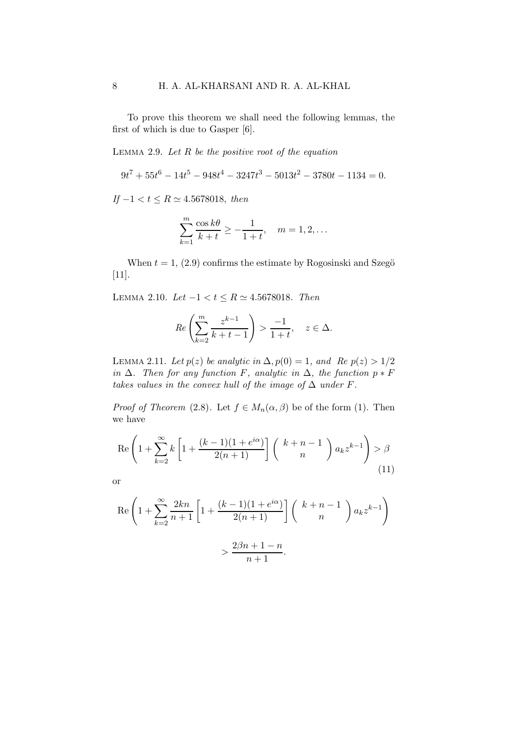To prove this theorem we shall need the following lemmas, the first of which is due to Gasper [6].

**Lemma 2.9.** *Let $R$ be the positive root of the equation*

$$9t^7 + 55t^6 - 14t^5 - 948t^4 - 3247t^3 - 5013t^2 - 3780t - 1134 = 0.$$

*If $-1 < t \leq R \simeq 4.5678018$, then*

$$\sum_{k=1}^{m} \frac{\cos k\theta}{k+t} \geq -\frac{1}{1+t}, \quad m = 1, 2, \ldots$$

When $t = 1$, (2.9) confirms the estimate by Rogosinski and Szegö [11].

**Lemma 2.10.** *Let $-1 < t \leq R \simeq 4.5678018$. Then*

$$Re\left(\sum_{k=2}^{m} \frac{z^{k-1}}{k+t-1}\right) > \frac{-1}{1+t}, \quad z \in \Delta.$$

**Lemma 2.11.** *Let $p(z)$ be analytic in $\Delta, p(0) = 1$, and $Re\ p(z) > 1/2$ in $\Delta$. Then for any function $F$, analytic in $\Delta$, the function $p * F$ takes values in the convex hull of the image of $\Delta$ under $F$.*

*Proof of Theorem* (2.8). Let $f \in M_n(\alpha, \beta)$ be of the form (1). Then we have

$$\text{Re}\left(1 + \sum_{k=2}^{\infty} k\left[1 + \frac{(k-1)(1+e^{i\alpha})}{2(n+1)}\right]\begin{pmatrix} k+n-1 \\ n \end{pmatrix} a_k z^{k-1}\right) > \beta \tag{11}$$

or

$$\text{Re}\left(1 + \sum_{k=2}^{\infty} \frac{2kn}{n+1}\left[1 + \frac{(k-1)(1+e^{i\alpha})}{2(n+1)}\right]\begin{pmatrix} k+n-1 \\ n \end{pmatrix} a_k z^{k-1}\right)$$

$$> \frac{2\beta n + 1 - n}{n+1}.$$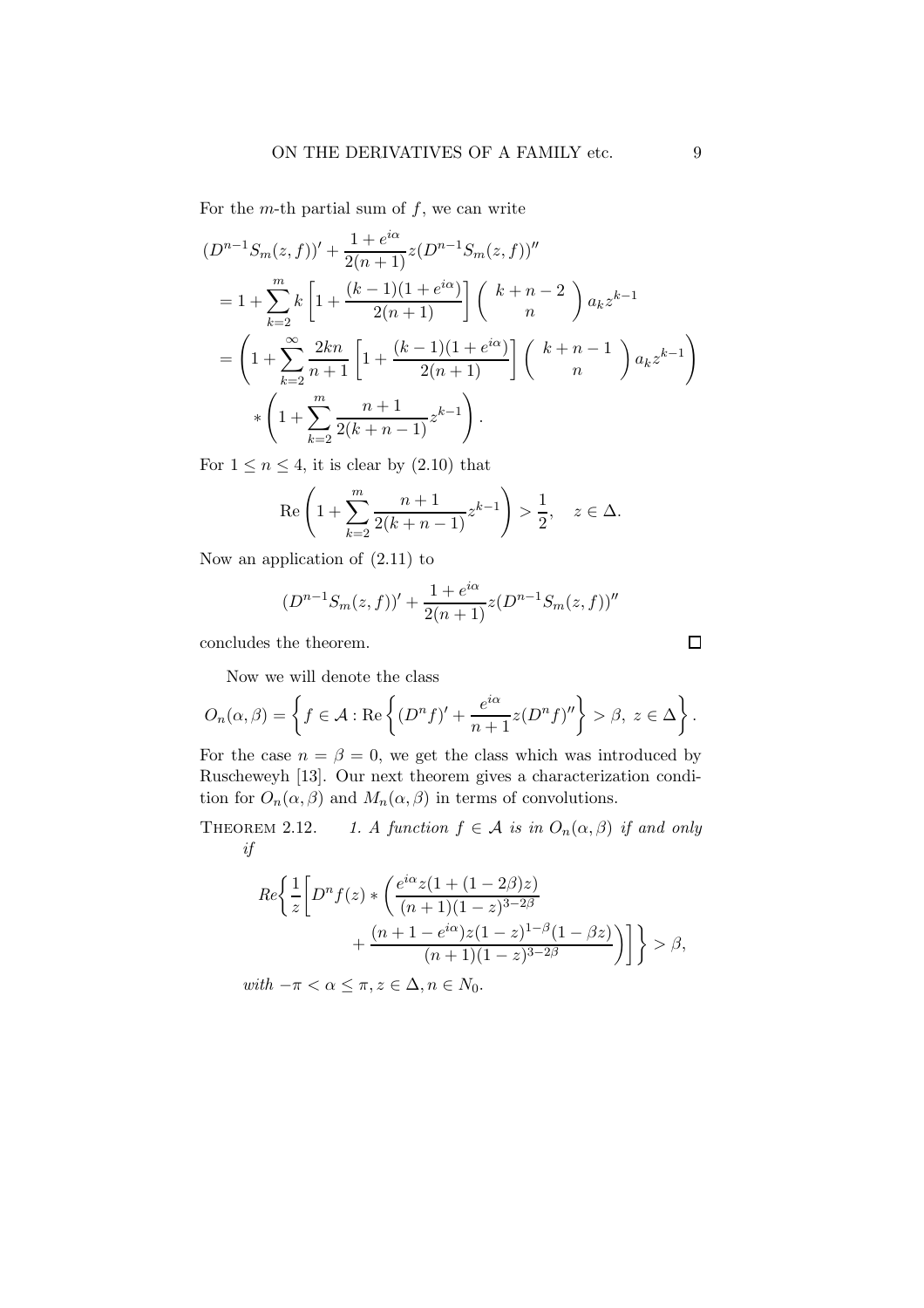For the $m$-th partial sum of $f$, we can write

$$
\begin{aligned}
&(D^{n-1}S_m(z,f))' + \frac{1+e^{i\alpha}}{2(n+1)} z (D^{n-1}S_m(z,f))'' \\
&= 1 + \sum_{k=2}^{m} k \left[ 1 + \frac{(k-1)(1+e^{i\alpha})}{2(n+1)} \right] \binom{k+n-2}{n} a_k z^{k-1} \\
&= \left( 1 + \sum_{k=2}^{\infty} \frac{2kn}{n+1} \left[ 1 + \frac{(k-1)(1+e^{i\alpha})}{2(n+1)} \right] \binom{k+n-1}{n} a_k z^{k-1} \right) \\
&\quad * \left( 1 + \sum_{k=2}^{m} \frac{n+1}{2(k+n-1)} z^{k-1} \right).
\end{aligned}
$$

For $1 \leq n \leq 4$, it is clear by (2.10) that

$$
\operatorname{Re} \left( 1 + \sum_{k=2}^{m} \frac{n+1}{2(k+n-1)} z^{k-1} \right) > \frac{1}{2}, \quad z \in \Delta.
$$

Now an application of (2.11) to

$$
(D^{n-1}S_m(z,f))' + \frac{1+e^{i\alpha}}{2(n+1)} z (D^{n-1}S_m(z,f))''
$$

concludes the theorem. □

Now we will denote the class

$$
O_n(\alpha,\beta) = \left\{ f \in \mathcal{A} : \operatorname{Re} \left\{ (D^n f)' + \frac{e^{i\alpha}}{n+1} z (D^n f)'' \right\} > \beta,\ z \in \Delta \right\}.
$$

For the case $n = \beta = 0$, we get the class which was introduced by Ruscheweyh [13]. Our next theorem gives a characterization condition for $O_n(\alpha,\beta)$ and $M_n(\alpha,\beta)$ in terms of convolutions.

Theorem 2.12. *1. A function $f \in \mathcal{A}$ is in $O_n(\alpha,\beta)$ if and only if*

$$
\begin{aligned}
Re \Bigg\{ \frac{1}{z} \Bigg[ D^n f(z) * \Bigg( &\frac{e^{i\alpha} z (1 + (1-2\beta) z)}{(n+1)(1-z)^{3-2\beta}} \\
&+ \frac{(n+1-e^{i\alpha}) z (1-z)^{1-\beta} (1-\beta z)}{(n+1)(1-z)^{3-2\beta}} \Bigg) \Bigg] \Bigg\} > \beta,
\end{aligned}
$$

*with $-\pi < \alpha \leq \pi, z \in \Delta, n \in N_0$.*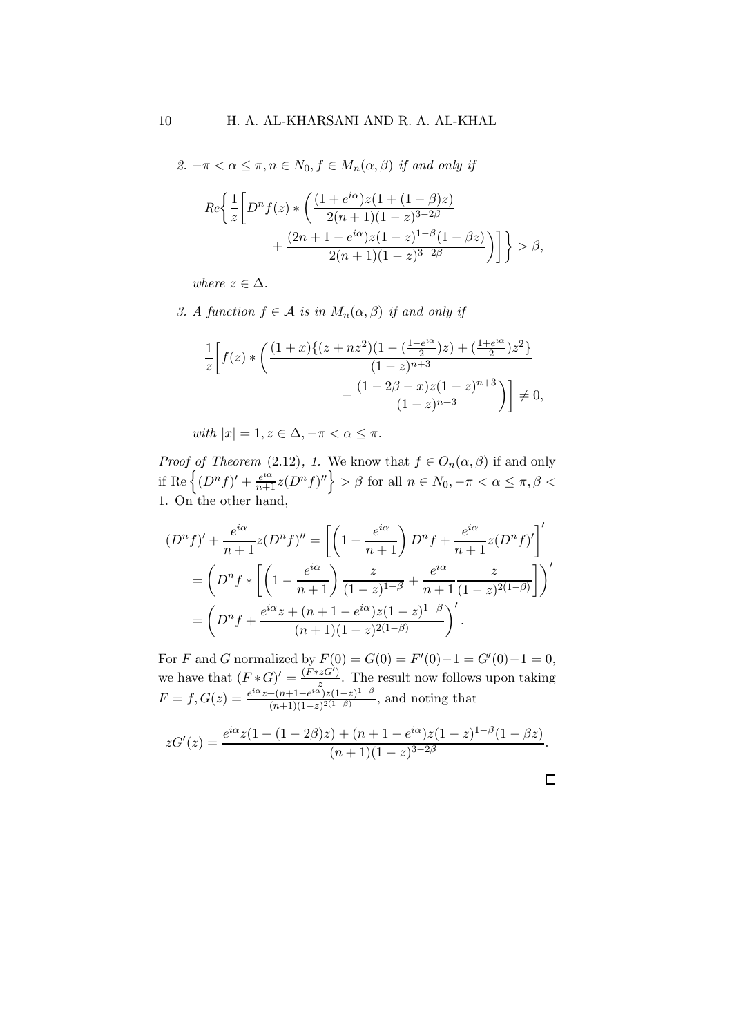*2.* $-\pi < \alpha \leq \pi, n \in N_0, f \in M_n(\alpha, \beta)$ *if and only if*

$$Re\left\{ \frac{1}{z}\left[ D^n f(z) * \left( \frac{(1+e^{i\alpha})z(1+(1-\beta)z)}{2(n+1)(1-z)^{3-2\beta}} + \frac{(2n+1-e^{i\alpha})z(1-z)^{1-\beta}(1-\beta z)}{2(n+1)(1-z)^{3-2\beta}} \right) \right] \right\} > \beta,$$

*where* $z \in \Delta$.

*3. A function* $f \in \mathcal{A}$ *is in* $M_n(\alpha, \beta)$ *if and only if*

$$\frac{1}{z}\left[ f(z) * \left( \frac{(1+x)\{(z+nz^2)(1-(\frac{1-e^{i\alpha}}{2})z)+(\frac{1+e^{i\alpha}}{2})z^2\}}{(1-z)^{n+3}} + \frac{(1-2\beta-x)z(1-z)^{n+3}}{(1-z)^{n+3}} \right) \right] \neq 0,$$

*with* $|x| = 1, z \in \Delta, -\pi < \alpha \leq \pi$.

*Proof of Theorem* (2.12)*, 1.* We know that $f \in O_n(\alpha, \beta)$ if and only if $\mathrm{Re}\left\{(D^n f)' + \frac{e^{i\alpha}}{n+1}z(D^n f)''\right\} > \beta$ for all $n \in N_0, -\pi < \alpha \leq \pi, \beta < 1$. On the other hand,

$$\begin{aligned}
(D^n f)' + \frac{e^{i\alpha}}{n+1}z(D^n f)'' &= \left[ \left(1 - \frac{e^{i\alpha}}{n+1}\right) D^n f + \frac{e^{i\alpha}}{n+1}z(D^n f)' \right]' \\
&= \left( D^n f * \left[ \left(1 - \frac{e^{i\alpha}}{n+1}\right) \frac{z}{(1-z)^{1-\beta}} + \frac{e^{i\alpha}}{n+1}\frac{z}{(1-z)^{2(1-\beta)}} \right] \right)' \\
&= \left( D^n f + \frac{e^{i\alpha}z + (n+1-e^{i\alpha})z(1-z)^{1-\beta}}{(n+1)(1-z)^{2(1-\beta)}} \right)'.
\end{aligned}$$

For $F$ and $G$ normalized by $F(0) = G(0) = F'(0)-1 = G'(0)-1 = 0$, we have that $(F * G)' = \frac{(F*zG')}{z}$. The result now follows upon taking $F = f, G(z) = \frac{e^{i\alpha}z+(n+1-e^{i\alpha})z(1-z)^{1-\beta}}{(n+1)(1-z)^{2(1-\beta)}}$, and noting that

$$zG'(z) = \frac{e^{i\alpha}z(1+(1-2\beta)z) + (n+1-e^{i\alpha})z(1-z)^{1-\beta}(1-\beta z)}{(n+1)(1-z)^{3-2\beta}}.$$

□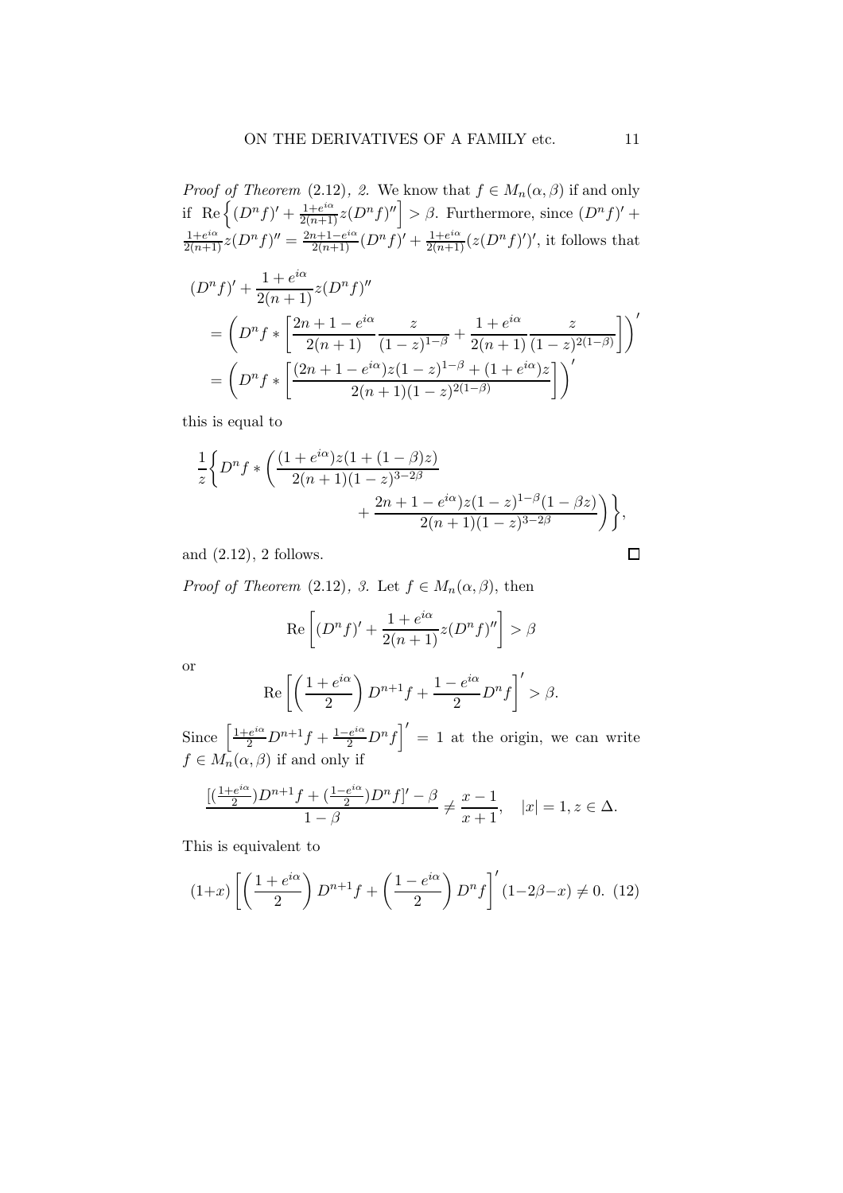*Proof of Theorem* (2.12), *2.* We know that $f \in M_n(\alpha,\beta)$ if and only if $\operatorname{Re}\left\{(D^n f)' + \frac{1+e^{i\alpha}}{2(n+1)} z (D^n f)''\right] > \beta$. Furthermore, since $(D^n f)' + \frac{1+e^{i\alpha}}{2(n+1)} z (D^n f)'' = \frac{2n+1-e^{i\alpha}}{2(n+1)} (D^n f)' + \frac{1+e^{i\alpha}}{2(n+1)} (z(D^n f)')'$, it follows that

$$
\begin{aligned}
(D^n f)' &+ \frac{1+e^{i\alpha}}{2(n+1)} z (D^n f)'' \\
&= \left( D^n f * \left[ \frac{2n+1-e^{i\alpha}}{2(n+1)} \frac{z}{(1-z)^{1-\beta}} + \frac{1+e^{i\alpha}}{2(n+1)} \frac{z}{(1-z)^{2(1-\beta)}} \right] \right)' \\
&= \left( D^n f * \left[ \frac{(2n+1-e^{i\alpha}) z (1-z)^{1-\beta} + (1+e^{i\alpha}) z}{2(n+1)(1-z)^{2(1-\beta)}} \right] \right)'
\end{aligned}
$$

this is equal to

$$
\frac{1}{z} \left\{ D^n f * \left( \frac{(1+e^{i\alpha}) z (1 + (1-\beta) z)}{2(n+1)(1-z)^{3-2\beta}} + \frac{2n+1-e^{i\alpha}) z (1-z)^{1-\beta} (1-\beta z)}{2(n+1)(1-z)^{3-2\beta}} \right) \right\},
$$

and (2.12), 2 follows. □

*Proof of Theorem* (2.12), *3.* Let $f \in M_n(\alpha,\beta)$, then

$$
\operatorname{Re}\left[ (D^n f)' + \frac{1+e^{i\alpha}}{2(n+1)} z (D^n f)'' \right] > \beta
$$

or

$$
\operatorname{Re}\left[ \left( \frac{1+e^{i\alpha}}{2} \right) D^{n+1} f + \frac{1-e^{i\alpha}}{2} D^n f \right]' > \beta.
$$

Since $\left[ \frac{1+e^{i\alpha}}{2} D^{n+1} f + \frac{1-e^{i\alpha}}{2} D^n f \right]' = 1$ at the origin, we can write $f \in M_n(\alpha,\beta)$ if and only if

$$
\frac{[(\frac{1+e^{i\alpha}}{2}) D^{n+1} f + (\frac{1-e^{i\alpha}}{2}) D^n f]' - \beta}{1-\beta} \neq \frac{x-1}{x+1}, \quad |x| = 1, z \in \Delta.
$$

This is equivalent to

$$
(1+x) \left[ \left( \frac{1+e^{i\alpha}}{2} \right) D^{n+1} f + \left( \frac{1-e^{i\alpha}}{2} \right) D^n f \right]' (1 - 2\beta - x) \neq 0. \quad (12)
$$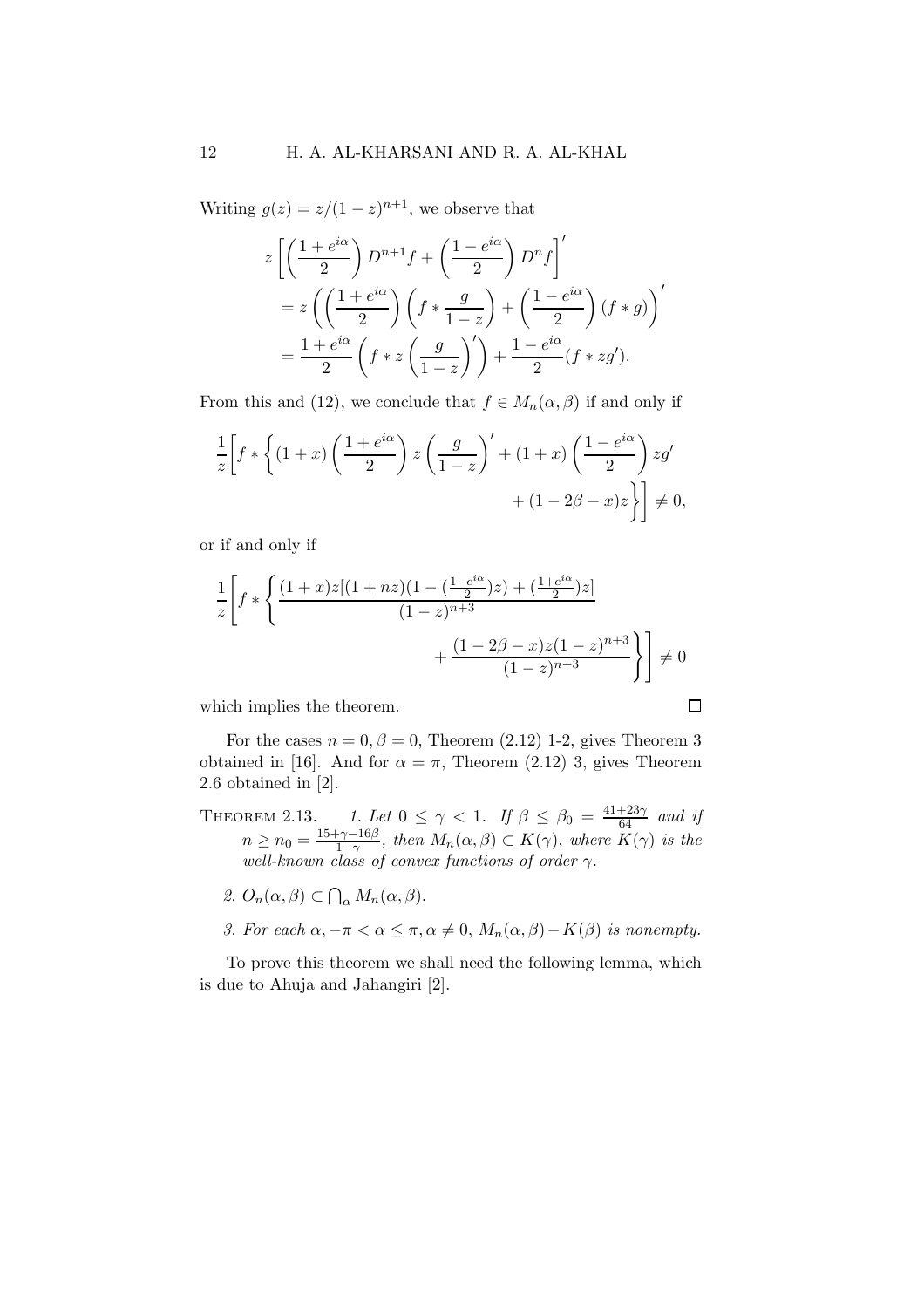Writing $g(z) = z/(1-z)^{n+1}$, we observe that

$$
\begin{aligned}
&z\left[\left(\frac{1+e^{i\alpha}}{2}\right) D^{n+1}f + \left(\frac{1-e^{i\alpha}}{2}\right) D^n f\right]' \\
&= z\left(\left(\frac{1+e^{i\alpha}}{2}\right)\left(f * \frac{g}{1-z}\right) + \left(\frac{1-e^{i\alpha}}{2}\right)(f*g)\right)' \\
&= \frac{1+e^{i\alpha}}{2}\left(f * z\left(\frac{g}{1-z}\right)'\right) + \frac{1-e^{i\alpha}}{2}(f * zg').
\end{aligned}
$$

From this and (12), we conclude that $f \in M_n(\alpha, \beta)$ if and only if

$$
\frac{1}{z}\left[f * \left\{(1+x)\left(\frac{1+e^{i\alpha}}{2}\right) z\left(\frac{g}{1-z}\right)' + (1+x)\left(\frac{1-e^{i\alpha}}{2}\right) zg' + (1-2\beta-x)z\right\}\right] \neq 0,
$$

or if and only if

$$
\frac{1}{z}\left[f * \left\{\frac{(1+x)z[(1+nz)(1-(\frac{1-e^{i\alpha}}{2})z) + (\frac{1+e^{i\alpha}}{2})z]}{(1-z)^{n+3}} + \frac{(1-2\beta-x)z(1-z)^{n+3}}{(1-z)^{n+3}}\right\}\right] \neq 0
$$

which implies the theorem. $\square$

For the cases $n = 0, \beta = 0$, Theorem (2.12) 1-2, gives Theorem 3 obtained in [16]. And for $\alpha = \pi$, Theorem (2.12) 3, gives Theorem 2.6 obtained in [2].

**Theorem 2.13.** *1. Let $0 \leq \gamma < 1$. If $\beta \leq \beta_0 = \frac{41+23\gamma}{64}$ and if $n \geq n_0 = \frac{15+\gamma-16\beta}{1-\gamma}$, then $M_n(\alpha, \beta) \subset K(\gamma)$, where $K(\gamma)$ is the well-known class of convex functions of order $\gamma$.*

*2. $O_n(\alpha, \beta) \subset \bigcap_\alpha M_n(\alpha, \beta)$.*

*3. For each $\alpha, -\pi < \alpha \leq \pi, \alpha \neq 0$, $M_n(\alpha, \beta) - K(\beta)$ is nonempty.*

To prove this theorem we shall need the following lemma, which is due to Ahuja and Jahangiri [2].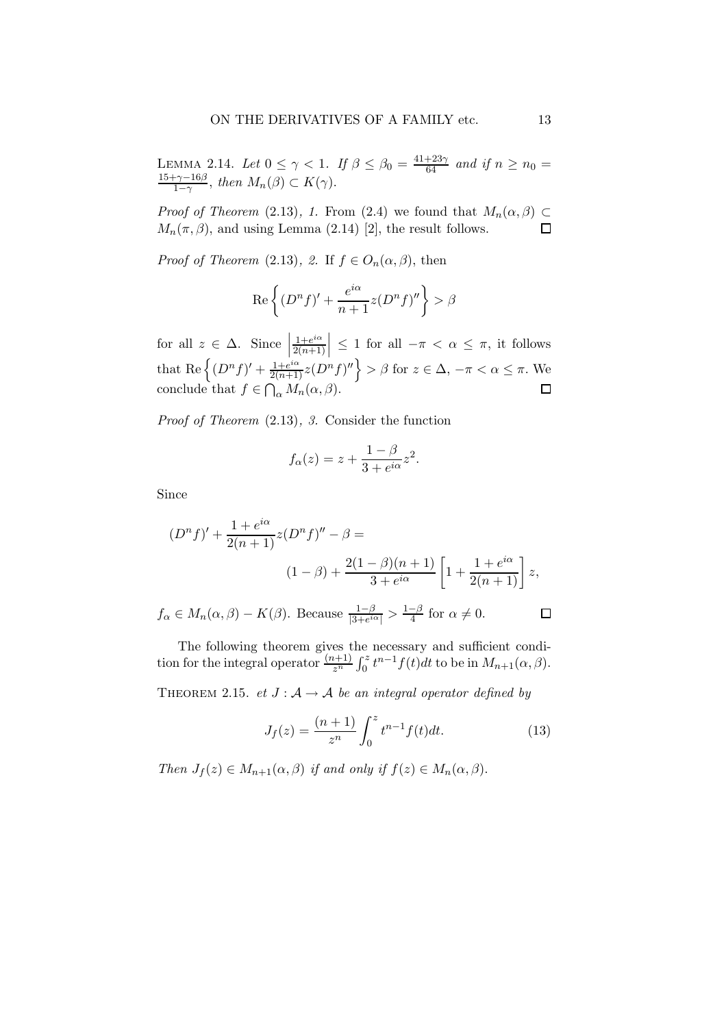LEMMA 2.14. *Let $0 \leq \gamma < 1$. If $\beta \leq \beta_0 = \frac{41+23\gamma}{64}$ and if $n \geq n_0 = \frac{15+\gamma-16\beta}{1-\gamma}$, then $M_n(\beta) \subset K(\gamma)$.*

*Proof of Theorem* (2.13)*, 1.* From (2.4) we found that $M_n(\alpha, \beta) \subset M_n(\pi, \beta)$, and using Lemma (2.14) [2], the result follows. $\square$

*Proof of Theorem* (2.13)*, 2.* If $f \in O_n(\alpha, \beta)$, then

$$\mathrm{Re}\left\{(D^n f)' + \frac{e^{i\alpha}}{n+1} z (D^n f)''\right\} > \beta$$

for all $z \in \Delta$. Since $\left|\frac{1+e^{i\alpha}}{2(n+1)}\right| \leq 1$ for all $-\pi < \alpha \leq \pi$, it follows that $\mathrm{Re}\left\{(D^n f)' + \frac{1+e^{i\alpha}}{2(n+1)} z (D^n f)''\right\} > \beta$ for $z \in \Delta$, $-\pi < \alpha \leq \pi$. We conclude that $f \in \bigcap_\alpha M_n(\alpha, \beta)$. $\square$

*Proof of Theorem* (2.13)*, 3.* Consider the function

$$f_\alpha(z) = z + \frac{1-\beta}{3+e^{i\alpha}} z^2.$$

Since

$$(D^n f)' + \frac{1+e^{i\alpha}}{2(n+1)} z (D^n f)'' - \beta = (1-\beta) + \frac{2(1-\beta)(n+1)}{3+e^{i\alpha}}\left[1 + \frac{1+e^{i\alpha}}{2(n+1)}\right] z,$$

$f_\alpha \in M_n(\alpha, \beta) - K(\beta)$. Because $\frac{1-\beta}{|3+e^{i\alpha}|} > \frac{1-\beta}{4}$ for $\alpha \neq 0$. $\square$

The following theorem gives the necessary and sufficient condition for the integral operator $\frac{(n+1)}{z^n}\int_0^z t^{n-1} f(t)dt$ to be in $M_{n+1}(\alpha, \beta)$.

THEOREM 2.15. *et $J : \mathcal{A} \to \mathcal{A}$ be an integral operator defined by*

$$J_f(z) = \frac{(n+1)}{z^n}\int_0^z t^{n-1} f(t)dt. \tag{13}$$

*Then $J_f(z) \in M_{n+1}(\alpha, \beta)$ if and only if $f(z) \in M_n(\alpha, \beta)$.*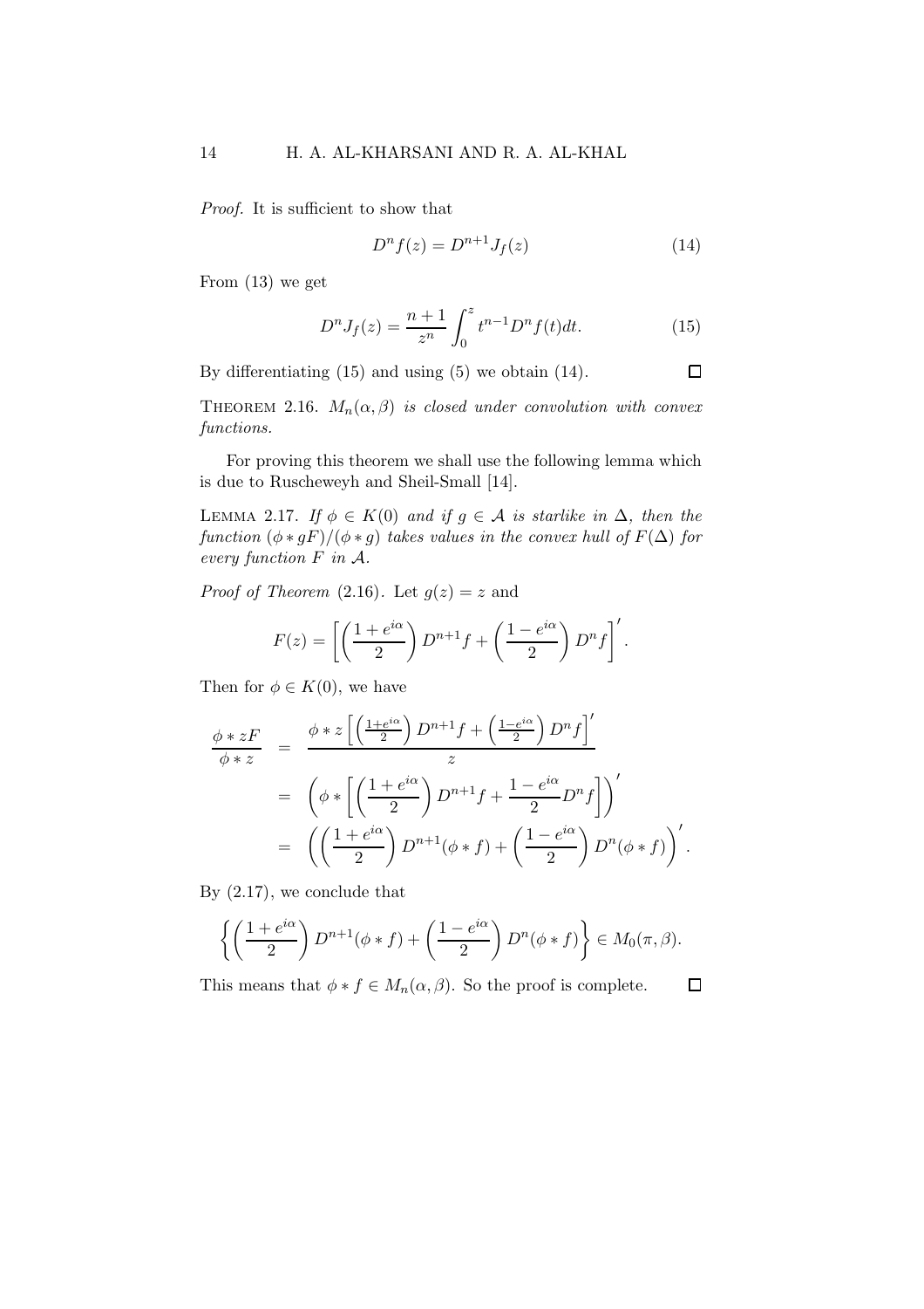*Proof.* It is sufficient to show that

$$D^n f(z) = D^{n+1} J_f(z) \tag{14}$$

From (13) we get

$$D^n J_f(z) = \frac{n+1}{z^n} \int_0^z t^{n-1} D^n f(t) dt. \tag{15}$$

By differentiating (15) and using (5) we obtain (14). $\square$

THEOREM 2.16. *$M_n(\alpha, \beta)$ is closed under convolution with convex functions.*

For proving this theorem we shall use the following lemma which is due to Ruscheweyh and Sheil-Small [14].

LEMMA 2.17. *If $\phi \in K(0)$ and if $g \in \mathcal{A}$ is starlike in $\Delta$, then the function $(\phi * gF)/(\phi * g)$ takes values in the convex hull of $F(\Delta)$ for every function $F$ in $\mathcal{A}$.*

*Proof of Theorem* (2.16). Let $g(z) = z$ and

$$F(z) = \left[ \left( \frac{1+e^{i\alpha}}{2} \right) D^{n+1} f + \left( \frac{1-e^{i\alpha}}{2} \right) D^n f \right]'.$$

Then for $\phi \in K(0)$, we have

$$\begin{aligned}
\frac{\phi * zF}{\phi * z} &= \frac{\phi * z \left[ \left( \frac{1+e^{i\alpha}}{2} \right) D^{n+1} f + \left( \frac{1-e^{i\alpha}}{2} \right) D^n f \right]'}{z} \\
&= \left( \phi * \left[ \left( \frac{1+e^{i\alpha}}{2} \right) D^{n+1} f + \frac{1-e^{i\alpha}}{2} D^n f \right] \right)' \\
&= \left( \left( \frac{1+e^{i\alpha}}{2} \right) D^{n+1} (\phi * f) + \left( \frac{1-e^{i\alpha}}{2} \right) D^n (\phi * f) \right)'.
\end{aligned}$$

By (2.17), we conclude that

$$\left\{ \left( \frac{1+e^{i\alpha}}{2} \right) D^{n+1} (\phi * f) + \left( \frac{1-e^{i\alpha}}{2} \right) D^n (\phi * f) \right\} \in M_0(\pi, \beta).$$

This means that $\phi * f \in M_n(\alpha, \beta)$. So the proof is complete. $\square$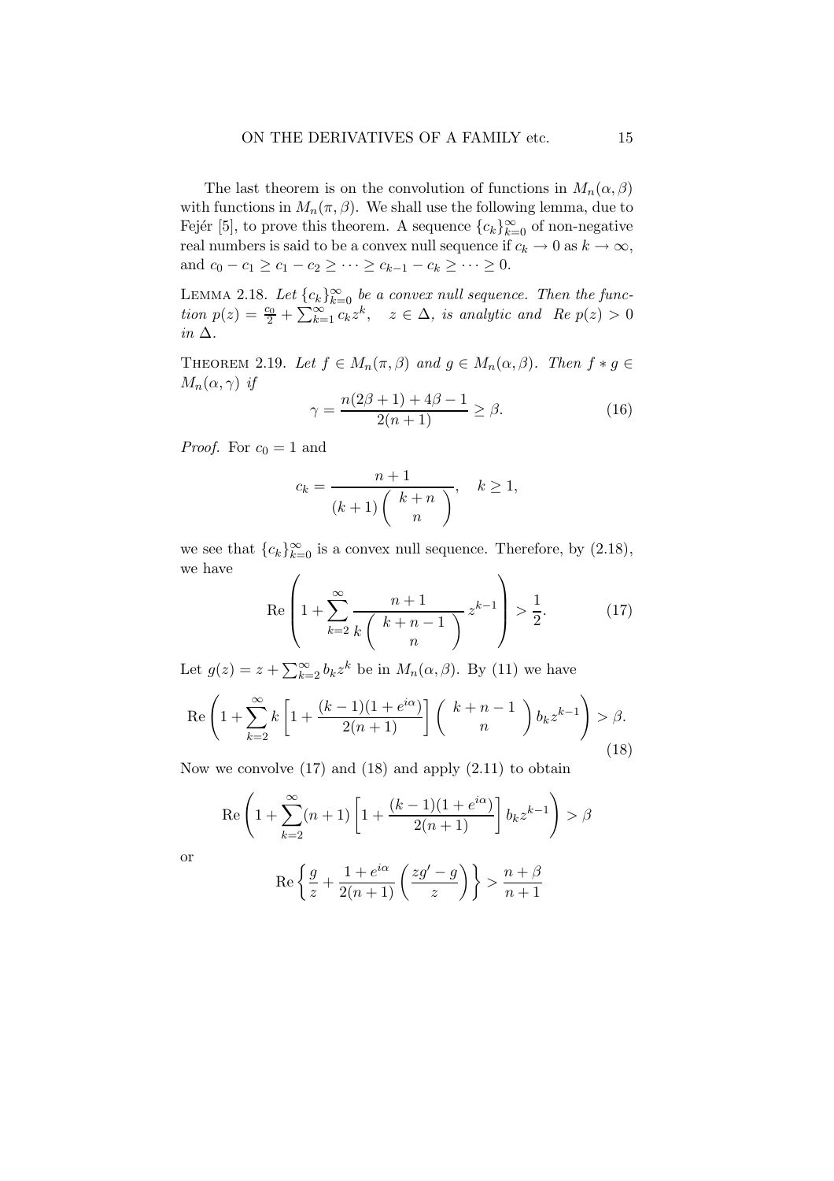The last theorem is on the convolution of functions in $M_n(\alpha, \beta)$ with functions in $M_n(\pi, \beta)$. We shall use the following lemma, due to Fejér [5], to prove this theorem. A sequence $\{c_k\}_{k=0}^{\infty}$ of non-negative real numbers is said to be a convex null sequence if $c_k \to 0$ as $k \to \infty$, and $c_0 - c_1 \geq c_1 - c_2 \geq \cdots \geq c_{k-1} - c_k \geq \cdots \geq 0$.

LEMMA 2.18. *Let $\{c_k\}_{k=0}^{\infty}$ be a convex null sequence. Then the function $p(z) = \frac{c_0}{2} + \sum_{k=1}^{\infty} c_k z^k$, $\quad z \in \Delta$, is analytic and $Re\ p(z) > 0$ in $\Delta$.*

THEOREM 2.19. *Let $f \in M_n(\pi, \beta)$ and $g \in M_n(\alpha, \beta)$. Then $f * g \in M_n(\alpha, \gamma)$ if*

$$\gamma = \frac{n(2\beta+1) + 4\beta - 1}{2(n+1)} \geq \beta. \tag{16}$$

*Proof.* For $c_0 = 1$ and

$$c_k = \frac{n+1}{(k+1)\begin{pmatrix} k+n \\ n \end{pmatrix}}, \quad k \geq 1,$$

we see that $\{c_k\}_{k=0}^{\infty}$ is a convex null sequence. Therefore, by (2.18), we have

$$\text{Re}\left(1 + \sum_{k=2}^{\infty} \frac{n+1}{k\begin{pmatrix} k+n-1 \\ n \end{pmatrix}} z^{k-1}\right) > \frac{1}{2}. \tag{17}$$

Let $g(z) = z + \sum_{k=2}^{\infty} b_k z^k$ be in $M_n(\alpha, \beta)$. By (11) we have

$$\text{Re}\left(1 + \sum_{k=2}^{\infty} k\left[1 + \frac{(k-1)(1+e^{i\alpha})}{2(n+1)}\right]\begin{pmatrix} k+n-1 \\ n \end{pmatrix} b_k z^{k-1}\right) > \beta. \tag{18}$$

Now we convolve (17) and (18) and apply (2.11) to obtain

$$\text{Re}\left(1 + \sum_{k=2}^{\infty}(n+1)\left[1 + \frac{(k-1)(1+e^{i\alpha})}{2(n+1)}\right] b_k z^{k-1}\right) > \beta$$

or

$$\text{Re}\left\{\frac{g}{z} + \frac{1+e^{i\alpha}}{2(n+1)}\left(\frac{zg' - g}{z}\right)\right\} > \frac{n+\beta}{n+1}$$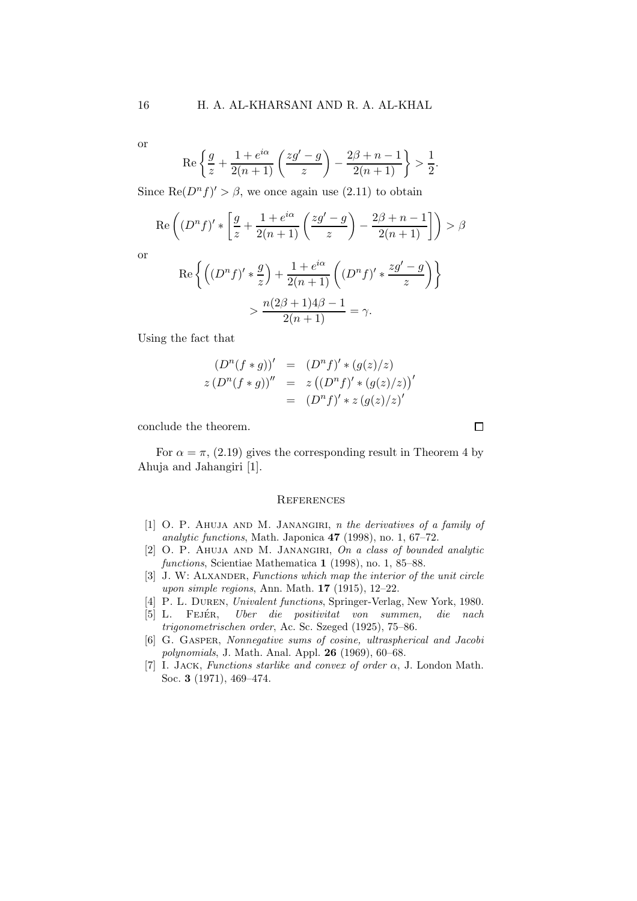or

$$\operatorname{Re}\left\{\frac{g}{z}+\frac{1+e^{i\alpha}}{2(n+1)}\left(\frac{zg'-g}{z}\right)-\frac{2\beta+n-1}{2(n+1)}\right\}>\frac{1}{2}.$$

Since $\operatorname{Re}(D^n f)' > \beta$, we once again use (2.11) to obtain

$$\operatorname{Re}\left((D^n f)' * \left[\frac{g}{z}+\frac{1+e^{i\alpha}}{2(n+1)}\left(\frac{zg'-g}{z}\right)-\frac{2\beta+n-1}{2(n+1)}\right]\right)>\beta$$

or

$$\operatorname{Re}\left\{\left((D^n f)' * \frac{g}{z}\right)+\frac{1+e^{i\alpha}}{2(n+1)}\left((D^n f)' * \frac{zg'-g}{z}\right)\right\}$$

$$>\frac{n(2\beta+1)4\beta-1}{2(n+1)}=\gamma.$$

Using the fact that

$$\begin{aligned}
(D^n(f*g))' &= (D^n f)' * (g(z)/z) \\
z\left(D^n(f*g)\right)'' &= z\left((D^n f)' * (g(z)/z)\right)' \\
&= (D^n f)' * z\left(g(z)/z\right)'
\end{aligned}$$

conclude the theorem. □

For $\alpha = \pi$, (2.19) gives the corresponding result in Theorem 4 by Ahuja and Jahangiri [1].

## References

[1] O. P. Ahuja and M. Janangiri, *n the derivatives of a family of analytic functions*, Math. Japonica **47** (1998), no. 1, 67–72.

[2] O. P. Ahuja and M. Janangiri, *On a class of bounded analytic functions*, Scientiae Mathematica **1** (1998), no. 1, 85–88.

[3] J. W: Alxander, *Functions which map the interior of the unit circle upon simple regions*, Ann. Math. **17** (1915), 12–22.

[4] P. L. Duren, *Univalent functions*, Springer-Verlag, New York, 1980.

[5] L. Fejér, *Uber die positivitat von summen, die nach trigonometrischen order*, Ac. Sc. Szeged (1925), 75–86.

[6] G. Gasper, *Nonnegative sums of cosine, ultraspherical and Jacobi polynomials*, J. Math. Anal. Appl. **26** (1969), 60–68.

[7] I. Jack, *Functions starlike and convex of order α*, J. London Math. Soc. **3** (1971), 469–474.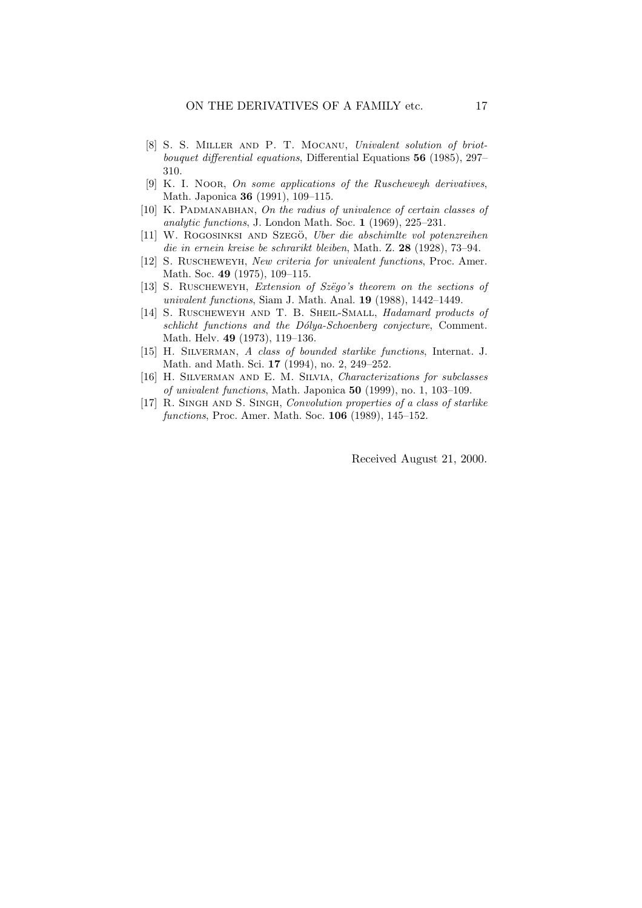[8] S. S. Miller and P. T. Mocanu, *Univalent solution of briot-bouquet differential equations*, Differential Equations **56** (1985), 297–310.

[9] K. I. Noor, *On some applications of the Ruscheweyh derivatives*, Math. Japonica **36** (1991), 109–115.

[10] K. Padmanabhan, *On the radius of univalence of certain classes of analytic functions*, J. London Math. Soc. **1** (1969), 225–231.

[11] W. Rogosinksi and Szegö, *Uber die abschimlte vol potenzreihen die in ernein kreise be schrarikt bleiben*, Math. Z. **28** (1928), 73–94.

[12] S. Ruscheweyh, *New criteria for univalent functions*, Proc. Amer. Math. Soc. **49** (1975), 109–115.

[13] S. Ruscheweyh, *Extension of Szëgo's theorem on the sections of univalent functions*, Siam J. Math. Anal. **19** (1988), 1442–1449.

[14] S. Ruscheweyh and T. B. Sheil-Small, *Hadamard products of schlicht functions and the Dólya-Schoenberg conjecture*, Comment. Math. Helv. **49** (1973), 119–136.

[15] H. Silverman, *A class of bounded starlike functions*, Internat. J. Math. and Math. Sci. **17** (1994), no. 2, 249–252.

[16] H. Silverman and E. M. Silvia, *Characterizations for subclasses of univalent functions*, Math. Japonica **50** (1999), no. 1, 103–109.

[17] R. Singh and S. Singh, *Convolution properties of a class of starlike functions*, Proc. Amer. Math. Soc. **106** (1989), 145–152.

Received August 21, 2000.